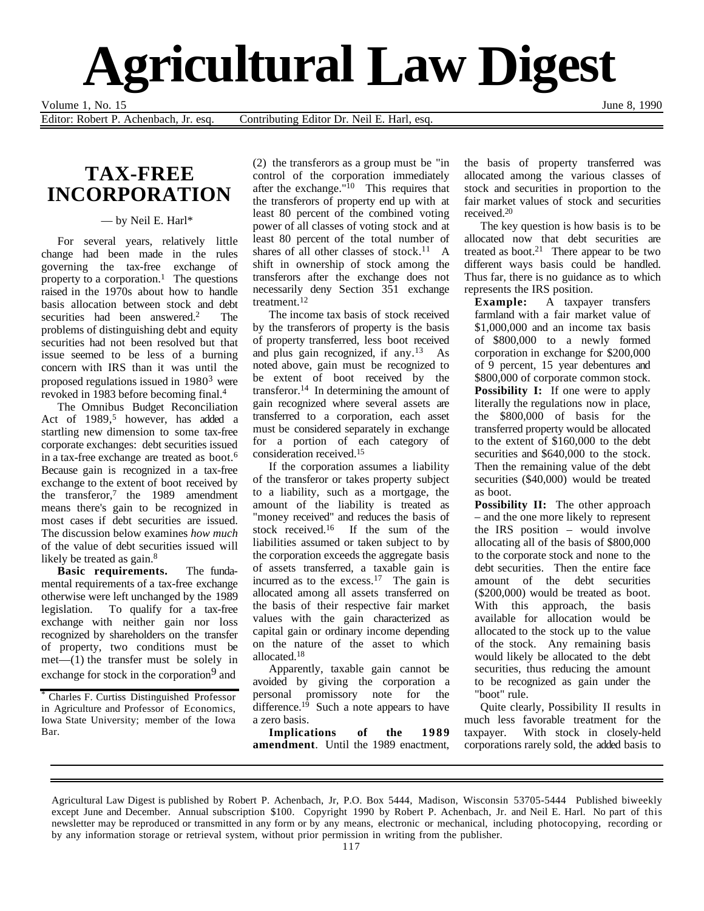# Agricultural Law Digest

Editor: Robert P. Achenbach, Jr. esq. Contributing Editor Dr. Neil E. Harl, esq.

## TAX-FREE INCORPORATION

— by Neil E. Harl*

For several years, relatively little change had been made in the rules governing the tax-free exchange of property to a corporation.[1] The questions raised in the 1970s about how to handle basis allocation between stock and debt securities had been answered.[2] The problems of distinguishing debt and equity securities had not been resolved but that issue seemed to be less of a burning concern with IRS than it was until the proposed regulations issued in 1980[3] were revoked in 1983 before becoming final.[4]

The Omnibus Budget Reconciliation Act of 1989,[5] however, has added a startling new dimension to some tax-free corporate exchanges: debt securities issued in a tax-free exchange are treated as boot.[6] Because gain is recognized in a tax-free exchange to the extent of boot received by the transferor,[7] the 1989 amendment means there's gain to be recognized in most cases if debt securities are issued. The discussion below examines *how much* of the value of debt securities issued will likely be treated as gain.[8]

**Basic requirements.** The fundamental requirements of a tax-free exchange otherwise were left unchanged by the 1989 legislation. To qualify for a tax-free exchange with neither gain nor loss recognized by shareholders on the transfer of property, two conditions must be met—(1) the transfer must be solely in exchange for stock in the corporation[9] and (2) the transferors as a group must be "in control of the corporation immediately after the exchange."[10] This requires that the transferors of property end up with at least 80 percent of the combined voting power of all classes of voting stock and at least 80 percent of the total number of shares of all other classes of stock.[11] A shift in ownership of stock among the transferors after the exchange does not necessarily deny Section 351 exchange treatment.[12]

The income tax basis of stock received by the transferors of property is the basis of property transferred, less boot received and plus gain recognized, if any.[13] As noted above, gain must be recognized to be extent of boot received by the transferor.[14] In determining the amount of gain recognized where several assets are transferred to a corporation, each asset must be considered separately in exchange for a portion of each category of consideration received.[15]

If the corporation assumes a liability of the transferor or takes property subject to a liability, such as a mortgage, the amount of the liability is treated as "money received" and reduces the basis of stock received.[16] If the sum of the liabilities assumed or taken subject to by the corporation exceeds the aggregate basis of assets transferred, a taxable gain is incurred as to the excess.[17] The gain is allocated among all assets transferred on the basis of their respective fair market values with the gain characterized as capital gain or ordinary income depending on the nature of the asset to which allocated.[18]

Apparently, taxable gain cannot be avoided by giving the corporation a personal promissory note for the difference.[19] Such a note appears to have a zero basis.

**Implications of the 1989 amendment**. Until the 1989 enactment, the basis of property transferred was allocated among the various classes of stock and securities in proportion to the fair market values of stock and securities received.[20]

The key question is how basis is to be allocated now that debt securities are treated as boot.[21] There appear to be two different ways basis could be handled. Thus far, there is no guidance as to which represents the IRS position.

> **Example:** A taxpayer transfers farmland with a fair market value of $1,000,000 and an income tax basis of $800,000 to a newly formed corporation in exchange for $200,000 of 9 percent, 15 year debentures and $800,000 of corporate common stock.
>
> **Possibility I:** If one were to apply literally the regulations now in place, the $800,000 of basis for the transferred property would be allocated to the extent of $160,000 to the debt securities and $640,000 to the stock. Then the remaining value of the debt securities ($40,000) would be treated as boot.
>
> **Possibility II:** The other approach – and the one more likely to represent the IRS position – would involve allocating all of the basis of $800,000 to the corporate stock and none to the debt securities. Then the entire face amount of the debt securities ($200,000) would be treated as boot. With this approach, the basis available for allocation would be allocated to the stock up to the value of the stock. Any remaining basis would likely be allocated to the debt securities, thus reducing the amount to be recognized as gain under the "boot" rule.

Quite clearly, Possibility II results in much less favorable treatment for the taxpayer. With stock in closely-held corporations rarely sold, the added basis to

---

\* Charles F. Curtiss Distinguished Professor in Agriculture and Professor of Economics, Iowa State University; member of the Iowa Bar.

Agricultural Law Digest is published by Robert P. Achenbach, Jr, P.O. Box 5444, Madison, Wisconsin 53705-5444 Published biweekly except June and December. Annual subscription $100. Copyright 1990 by Robert P. Achenbach, Jr. and Neil E. Harl. No part of this newsletter may be reproduced or transmitted in any form or by any means, electronic or mechanical, including photocopying, recording or by any information storage or retrieval system, without prior permission in writing from the publisher.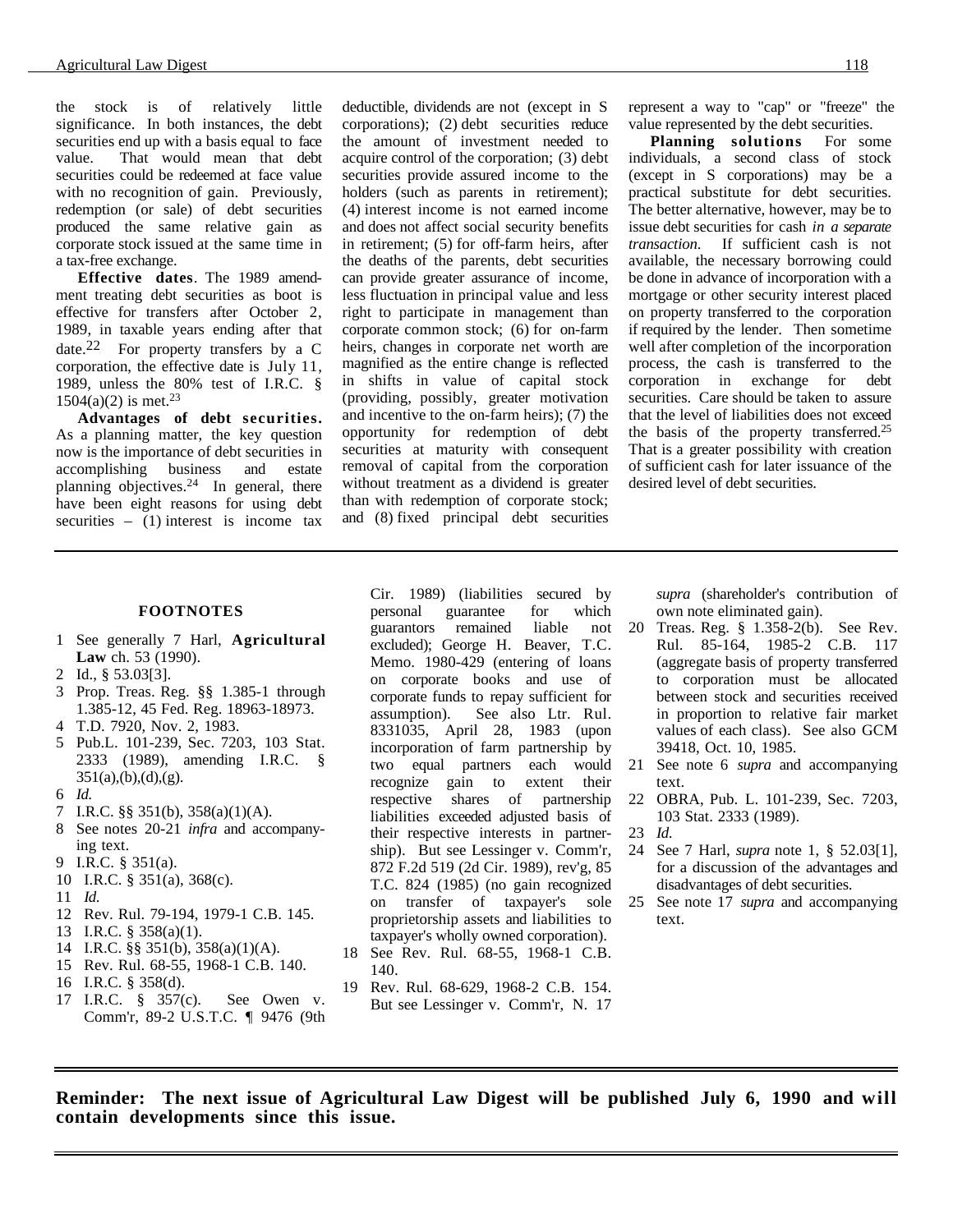the stock is of relatively little significance. In both instances, the debt securities end up with a basis equal to face value. That would mean that debt securities could be redeemed at face value with no recognition of gain. Previously, redemption (or sale) of debt securities produced the same relative gain as corporate stock issued at the same time in a tax-free exchange.

**Effective dates**. The 1989 amendment treating debt securities as boot is effective for transfers after October 2, 1989, in taxable years ending after that date.[22] For property transfers by a C corporation, the effective date is July 11, 1989, unless the 80% test of I.R.C. § 1504(a)(2) is met.[23]

**Advantages of debt securities.** As a planning matter, the key question now is the importance of debt securities in accomplishing business and estate planning objectives.[24] In general, there have been eight reasons for using debt securities – (1) interest is income tax deductible, dividends are not (except in S corporations); (2) debt securities reduce the amount of investment needed to acquire control of the corporation; (3) debt securities provide assured income to the holders (such as parents in retirement); (4) interest income is not earned income and does not affect social security benefits in retirement; (5) for off-farm heirs, after the deaths of the parents, debt securities can provide greater assurance of income, less fluctuation in principal value and less right to participate in management than corporate common stock; (6) for on-farm heirs, changes in corporate net worth are magnified as the entire change is reflected in shifts in value of capital stock (providing, possibly, greater motivation and incentive to the on-farm heirs); (7) the opportunity for redemption of debt securities at maturity with consequent removal of capital from the corporation without treatment as a dividend is greater than with redemption of corporate stock; and (8) fixed principal debt securities represent a way to "cap" or "freeze" the value represented by the debt securities.

**Planning solutions** For some individuals, a second class of stock (except in S corporations) may be a practical substitute for debt securities. The better alternative, however, may be to issue debt securities for cash *in a separate transaction*. If sufficient cash is not available, the necessary borrowing could be done in advance of incorporation with a mortgage or other security interest placed on property transferred to the corporation if required by the lender. Then sometime well after completion of the incorporation process, the cash is transferred to the corporation in exchange for debt securities. Care should be taken to assure that the level of liabilities does not exceed the basis of the property transferred.[25] That is a greater possibility with creation of sufficient cash for later issuance of the desired level of debt securities.

---

#### FOOTNOTES

1 See generally 7 Harl, **Agricultural Law** ch. 53 (1990).

2 Id., § 53.03[3].

3 Prop. Treas. Reg. §§ 1.385-1 through 1.385-12, 45 Fed. Reg. 18963-18973.

4 T.D. 7920, Nov. 2, 1983.

5 Pub.L. 101-239, Sec. 7203, 103 Stat. 2333 (1989), amending I.R.C. § 351(a),(b),(d),(g).

6 *Id.*

7 I.R.C. §§ 351(b), 358(a)(1)(A).

8 See notes 20-21 *infra* and accompanying text.

9 I.R.C. § 351(a).

10 I.R.C. § 351(a), 368(c).

11 *Id.*

12 Rev. Rul. 79-194, 1979-1 C.B. 145.

13 I.R.C. § 358(a)(1).

14 I.R.C. §§ 351(b), 358(a)(1)(A).

15 Rev. Rul. 68-55, 1968-1 C.B. 140.

16 I.R.C. § 358(d).

17 I.R.C. § 357(c). See Owen v. Comm'r, 89-2 U.S.T.C. ¶ 9476 (9th Cir. 1989) (liabilities secured by personal guarantee for which guarantors remained liable not excluded); George H. Beaver, T.C. Memo. 1980-429 (entering of loans on corporate books and use of corporate funds to repay sufficient for assumption). See also Ltr. Rul. 8331035, April 28, 1983 (upon incorporation of farm partnership by two equal partners each would recognize gain to extent their respective shares of partnership liabilities exceeded adjusted basis of their respective interests in partnership). But see Lessinger v. Comm'r, 872 F.2d 519 (2d Cir. 1989), rev'g, 85 T.C. 824 (1985) (no gain recognized on transfer of taxpayer's sole proprietorship assets and liabilities to taxpayer's wholly owned corporation).

18 See Rev. Rul. 68-55, 1968-1 C.B. 140.

19 Rev. Rul. 68-629, 1968-2 C.B. 154. But see Lessinger v. Comm'r, N. 17 *supra* (shareholder's contribution of own note eliminated gain).

20 Treas. Reg. § 1.358-2(b). See Rev. Rul. 85-164, 1985-2 C.B. 117 (aggregate basis of property transferred to corporation must be allocated between stock and securities received in proportion to relative fair market values of each class). See also GCM 39418, Oct. 10, 1985.

21 See note 6 *supra* and accompanying text.

22 OBRA, Pub. L. 101-239, Sec. 7203, 103 Stat. 2333 (1989).

23 *Id.*

24 See 7 Harl, *supra* note 1, § 52.03[1], for a discussion of the advantages and disadvantages of debt securities.

25 See note 17 *supra* and accompanying text.

---

**Reminder: The next issue of Agricultural Law Digest will be published July 6, 1990 and will contain developments since this issue.**